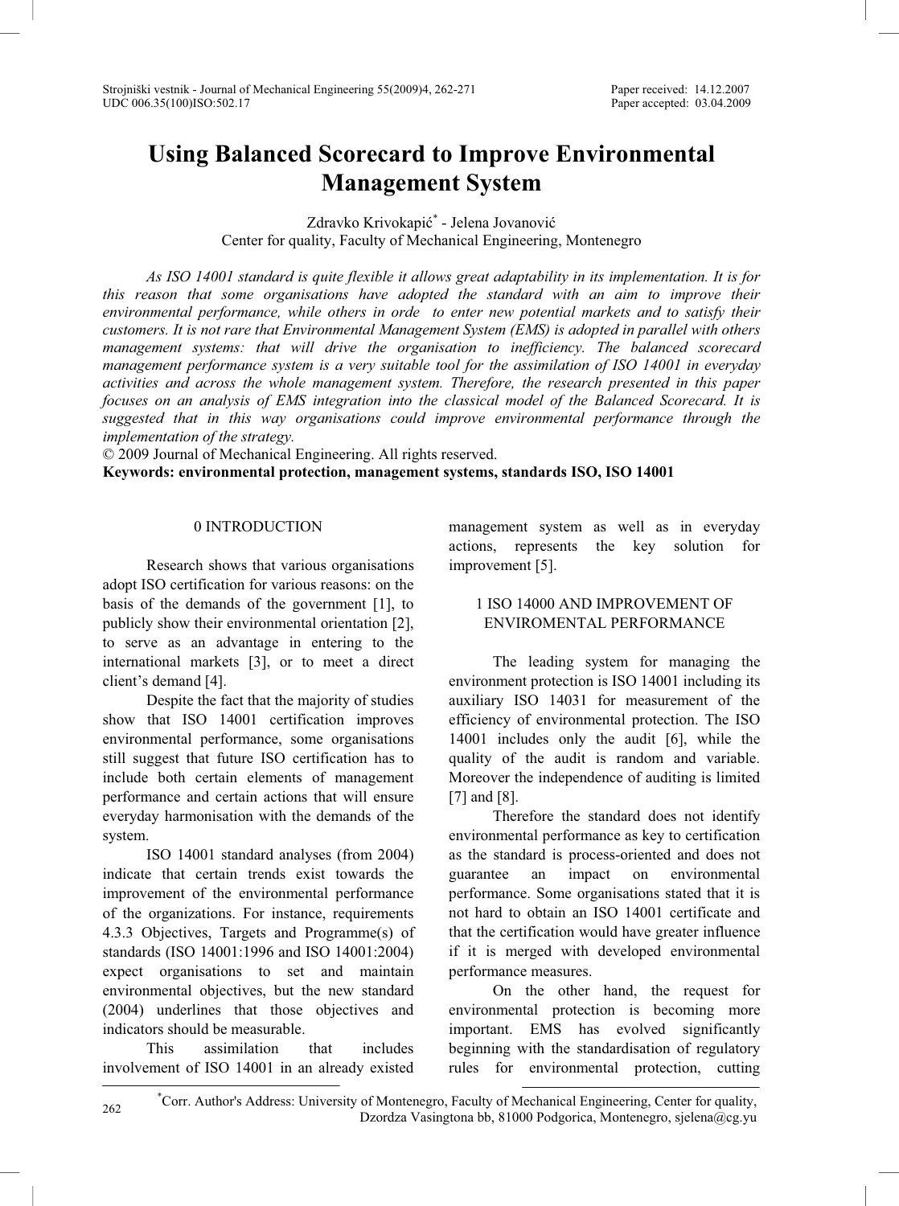# Using Balanced Scorecard to Improve Environmental Management System

Zdravko Krivokapić[*] - Jelena Jovanović
Center for quality, Faculty of Mechanical Engineering, Montenegro

*As ISO 14001 standard is quite flexible it allows great adaptability in its implementation. It is for this reason that some organisations have adopted the standard with an aim to improve their environmental performance, while others in orde to enter new potential markets and to satisfy their customers. It is not rare that Environmental Management System (EMS) is adopted in parallel with others management systems: that will drive the organisation to inefficiency. The balanced scorecard management performance system is a very suitable tool for the assimilation of ISO 14001 in everyday activities and across the whole management system. Therefore, the research presented in this paper focuses on an analysis of EMS integration into the classical model of the Balanced Scorecard. It is suggested that in this way organisations could improve environmental performance through the implementation of the strategy.*

© 2009 Journal of Mechanical Engineering. All rights reserved.

**Keywords: environmental protection, management systems, standards ISO, ISO 14001**

## 0 INTRODUCTION

Research shows that various organisations adopt ISO certification for various reasons: on the basis of the demands of the government [1], to publicly show their environmental orientation [2], to serve as an advantage in entering to the international markets [3], or to meet a direct client's demand [4].

Despite the fact that the majority of studies show that ISO 14001 certification improves environmental performance, some organisations still suggest that future ISO certification has to include both certain elements of management performance and certain actions that will ensure everyday harmonisation with the demands of the system.

ISO 14001 standard analyses (from 2004) indicate that certain trends exist towards the improvement of the environmental performance of the organizations. For instance, requirements 4.3.3 Objectives, Targets and Programme(s) of standards (ISO 14001:1996 and ISO 14001:2004) expect organisations to set and maintain environmental objectives, but the new standard (2004) underlines that those objectives and indicators should be measurable.

This assimilation that includes involvement of ISO 14001 in an already existed management system as well as in everyday actions, represents the key solution for improvement [5].

## 1 ISO 14000 AND IMPROVEMENT OF ENVIROMENTAL PERFORMANCE

The leading system for managing the environment protection is ISO 14001 including its auxiliary ISO 14031 for measurement of the efficiency of environmental protection. The ISO 14001 includes only the audit [6], while the quality of the audit is random and variable. Moreover the independence of auditing is limited [7] and [8].

Therefore the standard does not identify environmental performance as key to certification as the standard is process-oriented and does not guarantee an impact on environmental performance. Some organisations stated that it is not hard to obtain an ISO 14001 certificate and that the certification would have greater influence if it is merged with developed environmental performance measures.

On the other hand, the request for environmental protection is becoming more important. EMS has evolved significantly beginning with the standardisation of regulatory rules for environmental protection, cutting

---

[*] Corr. Author's Address: University of Montenegro, Faculty of Mechanical Engineering, Center for quality, Dzordza Vasingtona bb, 81000 Podgorica, Montenegro, sjelena@cg.yu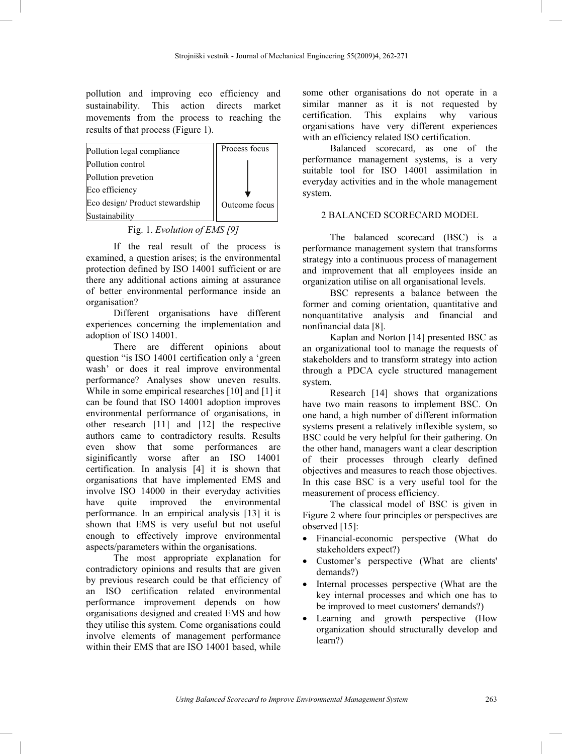pollution and improving eco efficiency and sustainability. This action directs market movements from the process to reaching the results of that process (Figure 1).

| | |
|---|---|
| Pollution legal compliance | Process focus |
| Pollution control | |
| Pollution prevetion | ↓ |
| Eco efficiency | |
| Eco design/ Product stewardship | Outcome focus |
| Sustainability | |

Fig. 1. *Evolution of EMS [9]*

If the real result of the process is examined, a question arises; is the environmental protection defined by ISO 14001 sufficient or are there any additional actions aiming at assurance of better environmental performance inside an organisation?

Different organisations have different experiences concerning the implementation and adoption of ISO 14001.

There are different opinions about question "is ISO 14001 certification only a 'green wash' or does it real improve environmental performance? Analyses show uneven results. While in some empirical researches [10] and [1] it can be found that ISO 14001 adoption improves environmental performance of organisations, in other research [11] and [12] the respective authors came to contradictory results. Results even show that some performances are siginificantly worse after an ISO 14001 certification. In analysis [4] it is shown that organisations that have implemented EMS and involve ISO 14000 in their everyday activities have quite improved the environmental performance. In an empirical analysis [13] it is shown that EMS is very useful but not useful enough to effectively improve environmental aspects/parameters within the organisations.

The most appropriate explanation for contradictory opinions and results that are given by previous research could be that efficiency of an ISO certification related environmental performance improvement depends on how organisations designed and created EMS and how they utilise this system. Come organisations could involve elements of management performance within their EMS that are ISO 14001 based, while some other organisations do not operate in a similar manner as it is not requested by certification. This explains why various organisations have very different experiences with an efficiency related ISO certification.

Balanced scorecard, as one of the performance management systems, is a very suitable tool for ISO 14001 assimilation in everyday activities and in the whole management system.

## 2 BALANCED SCORECARD MODEL

The balanced scorecard (BSC) is a performance management system that transforms strategy into a continuous process of management and improvement that all employees inside an organization utilise on all organisational levels.

BSC represents a balance between the former and coming orientation, quantitative and nonquantitative analysis and financial and nonfinancial data [8].

Kaplan and Norton [14] presented BSC as an organizational tool to manage the requests of stakeholders and to transform strategy into action through a PDCA cycle structured management system.

Research [14] shows that organizations have two main reasons to implement BSC. On one hand, a high number of different information systems present a relatively inflexible system, so BSC could be very helpful for their gathering. On the other hand, managers want a clear description of their processes through clearly defined objectives and measures to reach those objectives. In this case BSC is a very useful tool for the measurement of process efficiency.

The classical model of BSC is given in Figure 2 where four principles or perspectives are observed [15]:

- Financial-economic perspective (What do stakeholders expect?)
- Customer's perspective (What are clients' demands?)
- Internal processes perspective (What are the key internal processes and which one has to be improved to meet customers' demands?)
- Learning and growth perspective (How organization should structurally develop and learn?)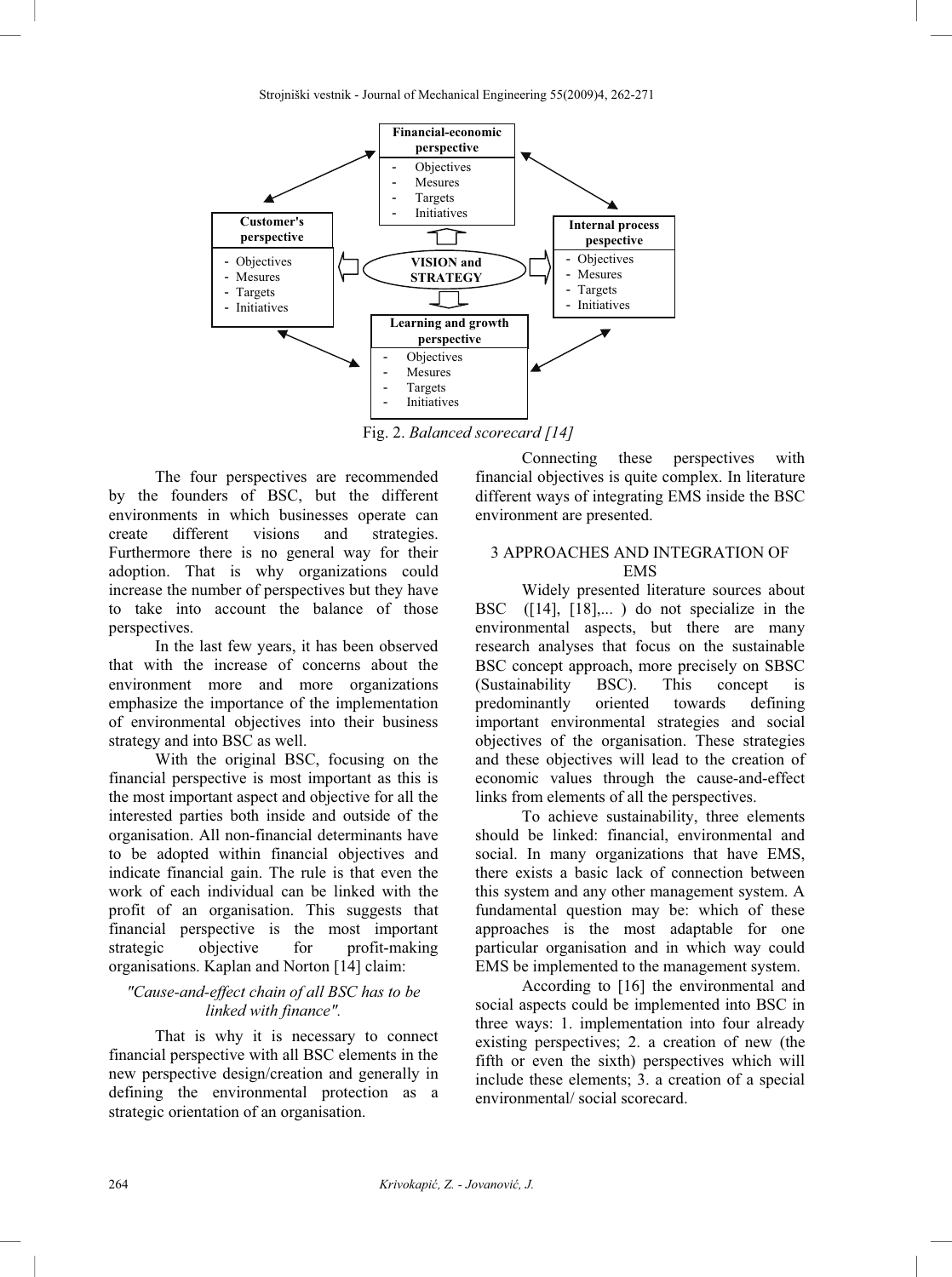**Financial-economic perspective**
- Objectives
- Mesures
- Targets
- Initiatives

**Customer's perspective**
- Objectives
- Mesures
- Targets
- Initiatives

**VISION and STRATEGY**

**Internal process pespective**
- Objectives
- Mesures
- Targets
- Initiatives

**Learning and growth perspective**
- Objectives
- Mesures
- Targets
- Initiatives

Fig. 2. *Balanced scorecard [14]*

The four perspectives are recommended by the founders of BSC, but the different environments in which businesses operate can create different visions and strategies. Furthermore there is no general way for their adoption. That is why organizations could increase the number of perspectives but they have to take into account the balance of those perspectives.

In the last few years, it has been observed that with the increase of concerns about the environment more and more organizations emphasize the importance of the implementation of environmental objectives into their business strategy and into BSC as well.

With the original BSC, focusing on the financial perspective is most important as this is the most important aspect and objective for all the interested parties both inside and outside of the organisation. All non-financial determinants have to be adopted within financial objectives and indicate financial gain. The rule is that even the work of each individual can be linked with the profit of an organisation. This suggests that financial perspective is the most important strategic objective for profit-making organisations. Kaplan and Norton [14] claim:

*"Cause-and-effect chain of all BSC has to be linked with finance".*

That is why it is necessary to connect financial perspective with all BSC elements in the new perspective design/creation and generally in defining the environmental protection as a strategic orientation of an organisation.

Connecting these perspectives with financial objectives is quite complex. In literature different ways of integrating EMS inside the BSC environment are presented.

## 3 APPROACHES AND INTEGRATION OF EMS

Widely presented literature sources about BSC ([14], [18],... ) do not specialize in the environmental aspects, but there are many research analyses that focus on the sustainable BSC concept approach, more precisely on SBSC (Sustainability BSC). This concept is predominantly oriented towards defining important environmental strategies and social objectives of the organisation. These strategies and these objectives will lead to the creation of economic values through the cause-and-effect links from elements of all the perspectives.

To achieve sustainability, three elements should be linked: financial, environmental and social. In many organizations that have EMS, there exists a basic lack of connection between this system and any other management system. A fundamental question may be: which of these approaches is the most adaptable for one particular organisation and in which way could EMS be implemented to the management system.

According to [16] the environmental and social aspects could be implemented into BSC in three ways: 1. implementation into four already existing perspectives; 2. a creation of new (the fifth or even the sixth) perspectives which will include these elements; 3. a creation of a special environmental/ social scorecard.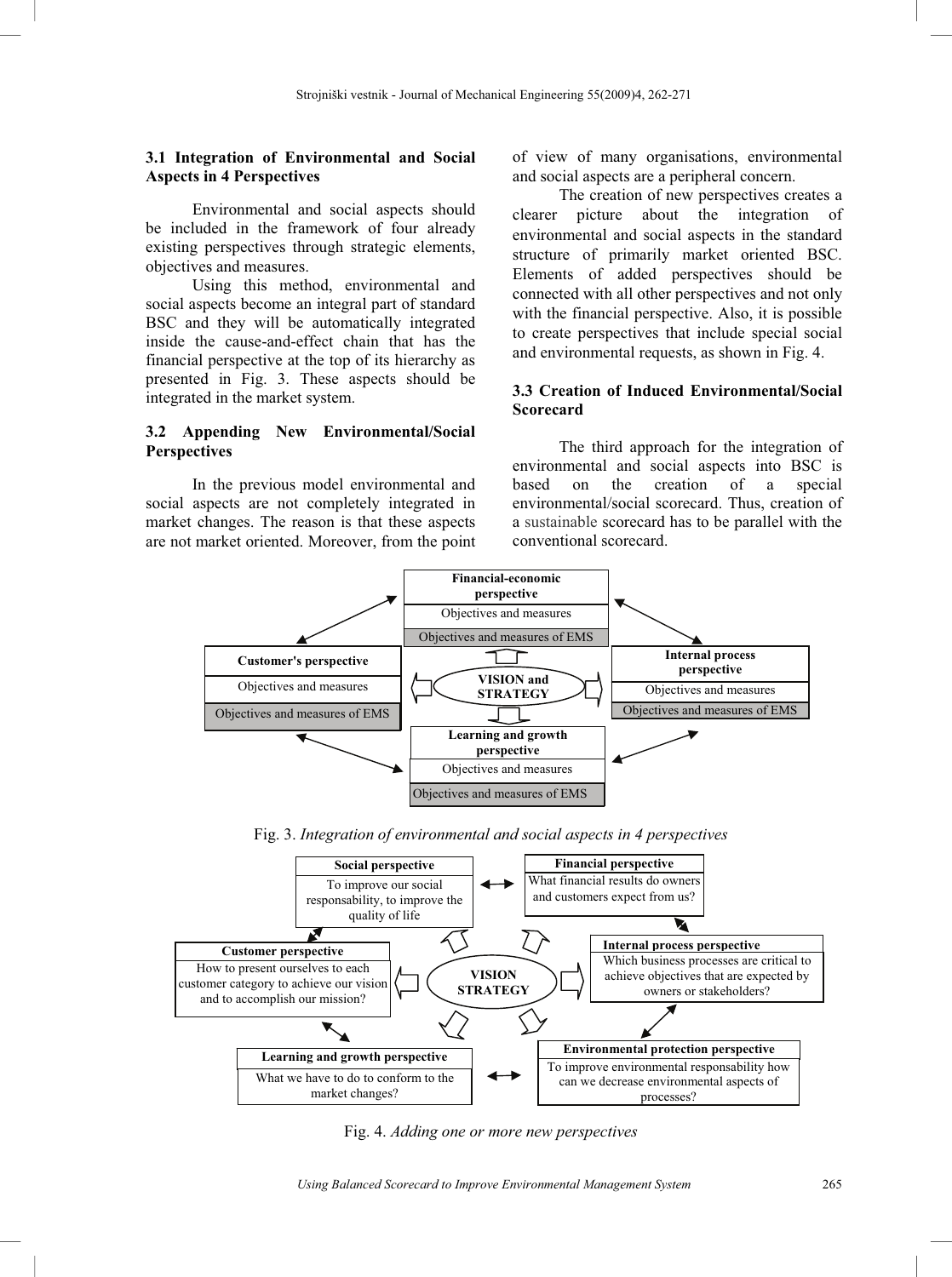### 3.1 Integration of Environmental and Social Aspects in 4 Perspectives

Environmental and social aspects should be included in the framework of four already existing perspectives through strategic elements, objectives and measures.

Using this method, environmental and social aspects become an integral part of standard BSC and they will be automatically integrated inside the cause-and-effect chain that has the financial perspective at the top of its hierarchy as presented in Fig. 3. These aspects should be integrated in the market system.

### 3.2 Appending New Environmental/Social Perspectives

In the previous model environmental and social aspects are not completely integrated in market changes. The reason is that these aspects are not market oriented. Moreover, from the point of view of many organisations, environmental and social aspects are a peripheral concern.

The creation of new perspectives creates a clearer picture about the integration of environmental and social aspects in the standard structure of primarily market oriented BSC. Elements of added perspectives should be connected with all other perspectives and not only with the financial perspective. Also, it is possible to create perspectives that include special social and environmental requests, as shown in Fig. 4.

### 3.3 Creation of Induced Environmental/Social Scorecard

The third approach for the integration of environmental and social aspects into BSC is based on the creation of a special environmental/social scorecard. Thus, creation of a sustainable scorecard has to be parallel with the conventional scorecard.

Financial-economic perspective: Objectives and measures; Objectives and measures of EMS

Customer's perspective: Objectives and measures; Objectives and measures of EMS

VISION and STRATEGY

Internal process perspective: Objectives and measures; Objectives and measures of EMS

Learning and growth perspective: Objectives and measures; Objectives and measures of EMS

Fig. 3. *Integration of environmental and social aspects in 4 perspectives*

Social perspective: To improve our social responsability, to improve the quality of life

Financial perspective: What financial results do owners and customers expect from us?

Customer perspective: How to present ourselves to each customer category to achieve our vision and to accomplish our mission?

VISION STRATEGY

Internal process perspective: Which business processes are critical to achieve objectives that are expected by owners or stakeholders?

Learning and growth perspective: What we have to do to conform to the market changes?

Environmental protection perspective: To improve environmental responsability how can we decrease environmental aspects of processes?

Fig. 4. *Adding one or more new perspectives*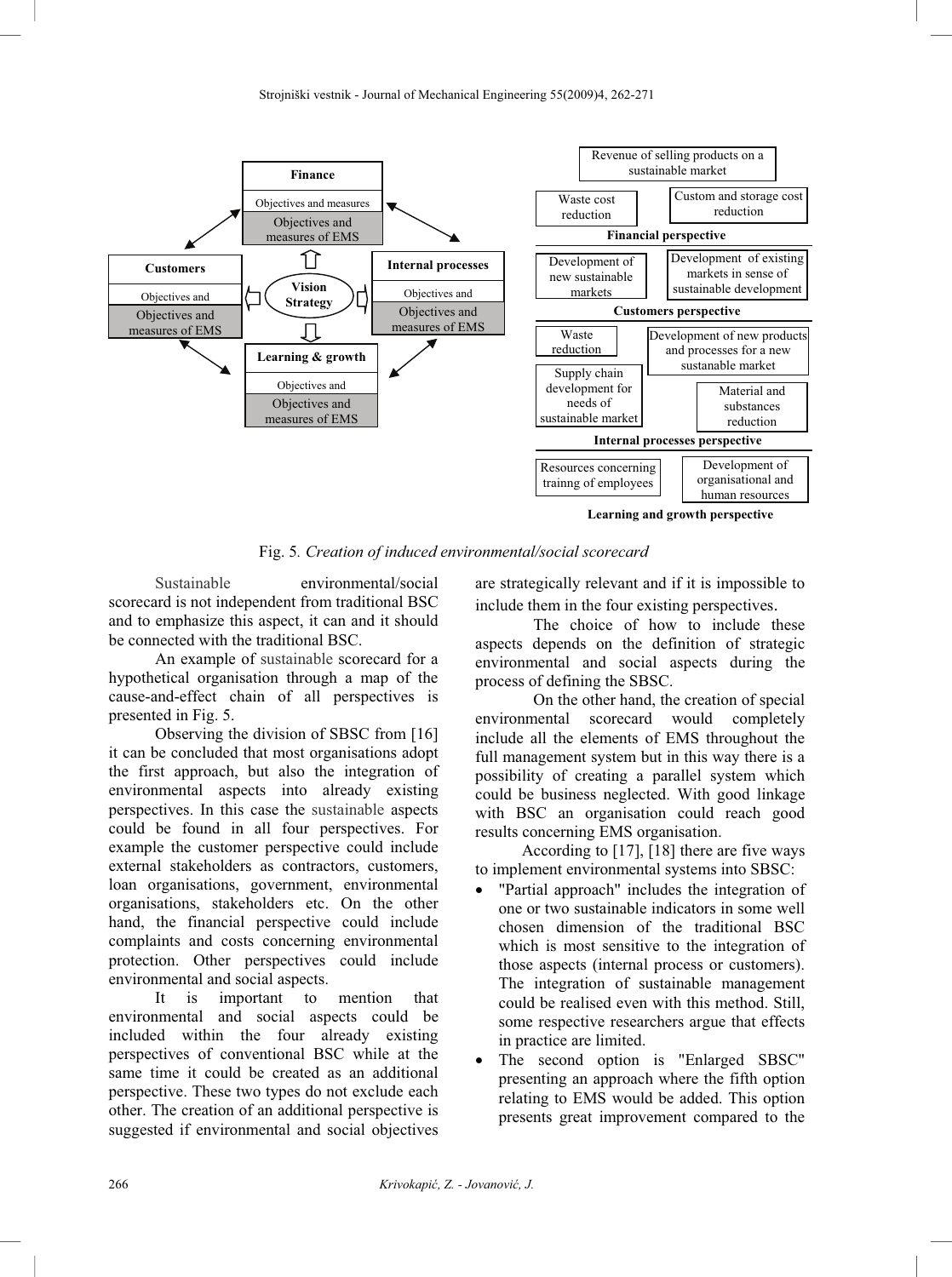Fig. 5. *Creation of induced environmental/social scorecard*

Sustainable environmental/social scorecard is not independent from traditional BSC and to emphasize this aspect, it can and it should be connected with the traditional BSC.

An example of sustainable scorecard for a hypothetical organisation through a map of the cause-and-effect chain of all perspectives is presented in Fig. 5.

Observing the division of SBSC from [16] it can be concluded that most organisations adopt the first approach, but also the integration of environmental aspects into already existing perspectives. In this case the sustainable aspects could be found in all four perspectives. For example the customer perspective could include external stakeholders as contractors, customers, loan organisations, government, environmental organisations, stakeholders etc. On the other hand, the financial perspective could include complaints and costs concerning environmental protection. Other perspectives could include environmental and social aspects.

It is important to mention that environmental and social aspects could be included within the four already existing perspectives of conventional BSC while at the same time it could be created as an additional perspective. These two types do not exclude each other. The creation of an additional perspective is suggested if environmental and social objectives are strategically relevant and if it is impossible to include them in the four existing perspectives.

The choice of how to include these aspects depends on the definition of strategic environmental and social aspects during the process of defining the SBSC.

On the other hand, the creation of special environmental scorecard would completely include all the elements of EMS throughout the full management system but in this way there is a possibility of creating a parallel system which could be business neglected. With good linkage with BSC an organisation could reach good results concerning EMS organisation.

According to [17], [18] there are five ways to implement environmental systems into SBSC:

- "Partial approach" includes the integration of one or two sustainable indicators in some well chosen dimension of the traditional BSC which is most sensitive to the integration of those aspects (internal process or customers). The integration of sustainable management could be realised even with this method. Still, some respective researchers argue that effects in practice are limited.
- The second option is "Enlarged SBSC" presenting an approach where the fifth option relating to EMS would be added. This option presents great improvement compared to the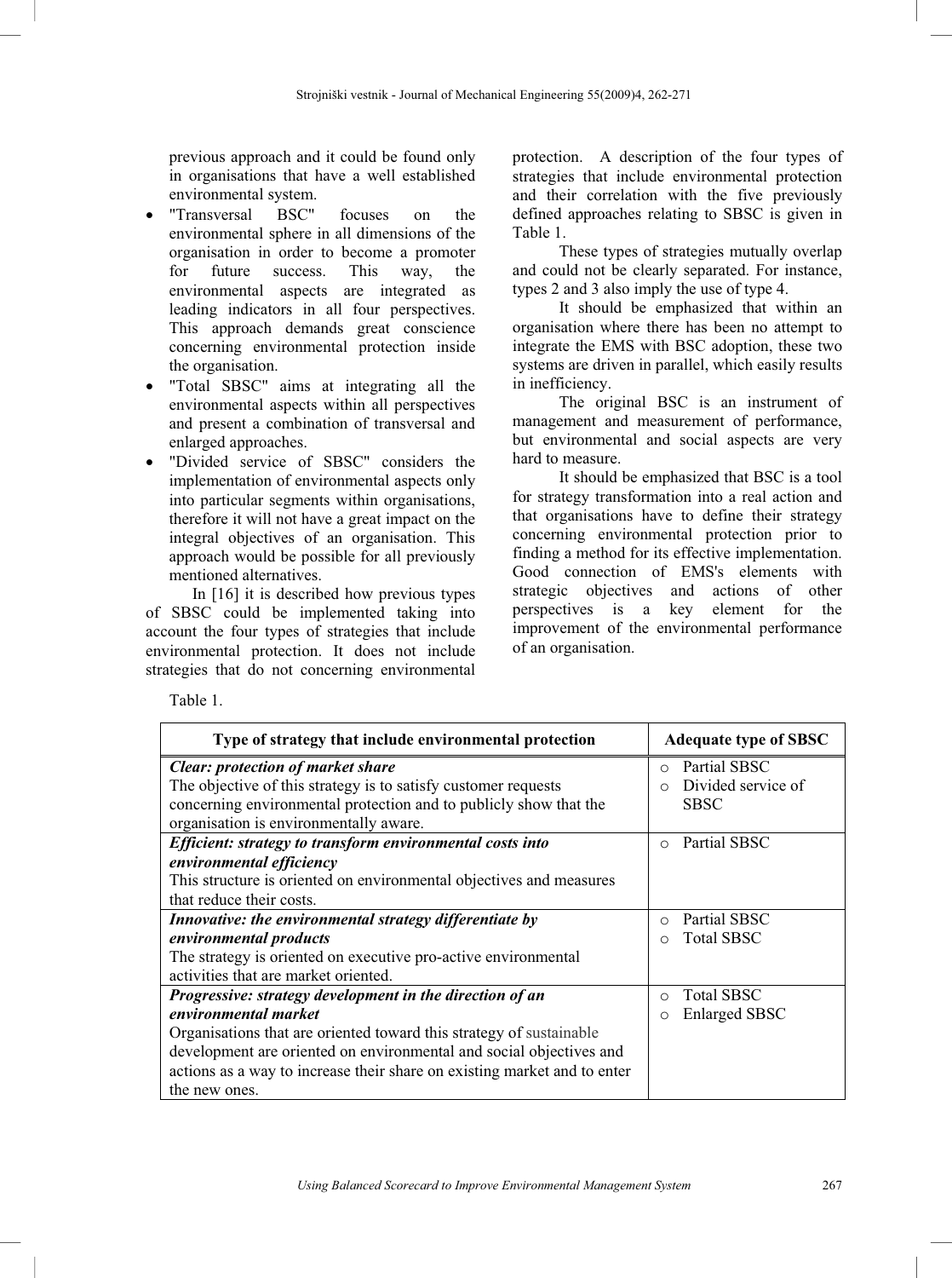previous approach and it could be found only in organisations that have a well established environmental system.

- "Transversal BSC" focuses on the environmental sphere in all dimensions of the organisation in order to become a promoter for future success. This way, the environmental aspects are integrated as leading indicators in all four perspectives. This approach demands great conscience concerning environmental protection inside the organisation.
- "Total SBSC" aims at integrating all the environmental aspects within all perspectives and present a combination of transversal and enlarged approaches.
- "Divided service of SBSC" considers the implementation of environmental aspects only into particular segments within organisations, therefore it will not have a great impact on the integral objectives of an organisation. This approach would be possible for all previously mentioned alternatives.

In [16] it is described how previous types of SBSC could be implemented taking into account the four types of strategies that include environmental protection. It does not include strategies that do not concerning environmental protection. A description of the four types of strategies that include environmental protection and their correlation with the five previously defined approaches relating to SBSC is given in Table 1.

These types of strategies mutually overlap and could not be clearly separated. For instance, types 2 and 3 also imply the use of type 4.

It should be emphasized that within an organisation where there has been no attempt to integrate the EMS with BSC adoption, these two systems are driven in parallel, which easily results in inefficiency.

The original BSC is an instrument of management and measurement of performance, but environmental and social aspects are very hard to measure.

It should be emphasized that BSC is a tool for strategy transformation into a real action and that organisations have to define their strategy concerning environmental protection prior to finding a method for its effective implementation. Good connection of EMS's elements with strategic objectives and actions of other perspectives is a key element for the improvement of the environmental performance of an organisation.

Table 1.

| Type of strategy that include environmental protection | Adequate type of SBSC |
|---|---|
| ***Clear: protection of market share***<br>The objective of this strategy is to satisfy customer requests concerning environmental protection and to publicly show that the organisation is environmentally aware. | ○ Partial SBSC<br>○ Divided service of SBSC |
| ***Efficient: strategy to transform environmental costs into environmental efficiency***<br>This structure is oriented on environmental objectives and measures that reduce their costs. | ○ Partial SBSC |
| ***Innovative: the environmental strategy differentiate by environmental products***<br>The strategy is oriented on executive pro-active environmental activities that are market oriented. | ○ Partial SBSC<br>○ Total SBSC |
| ***Progressive: strategy development in the direction of an environmental market***<br>Organisations that are oriented toward this strategy of sustainable development are oriented on environmental and social objectives and actions as a way to increase their share on existing market and to enter the new ones. | ○ Total SBSC<br>○ Enlarged SBSC |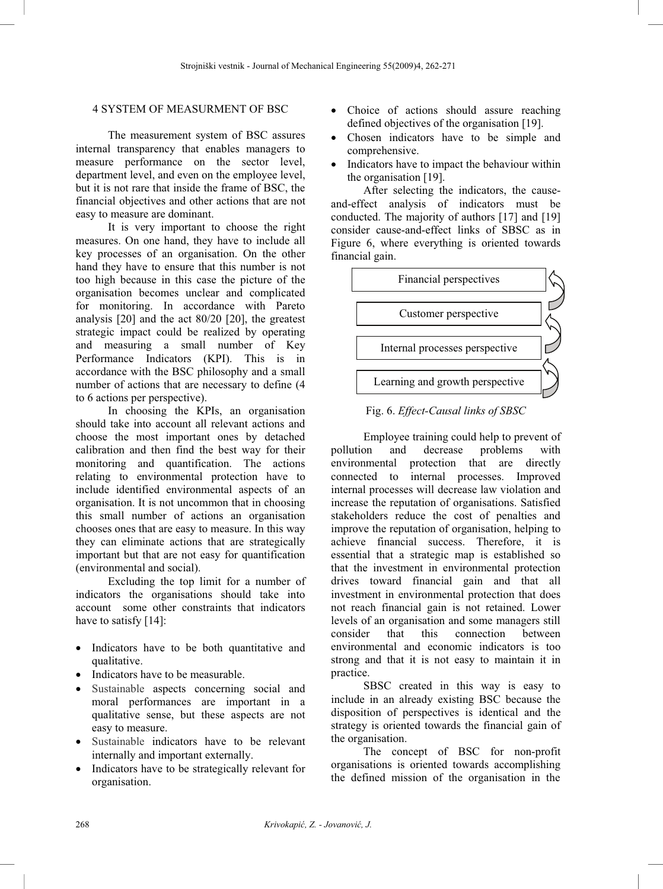## 4 SYSTEM OF MEASURMENT OF BSC

The measurement system of BSC assures internal transparency that enables managers to measure performance on the sector level, department level, and even on the employee level, but it is not rare that inside the frame of BSC, the financial objectives and other actions that are not easy to measure are dominant.

It is very important to choose the right measures. On one hand, they have to include all key processes of an organisation. On the other hand they have to ensure that this number is not too high because in this case the picture of the organisation becomes unclear and complicated for monitoring. In accordance with Pareto analysis [20] and the act 80/20 [20], the greatest strategic impact could be realized by operating and measuring a small number of Key Performance Indicators (KPI). This is in accordance with the BSC philosophy and a small number of actions that are necessary to define (4 to 6 actions per perspective).

In choosing the KPIs, an organisation should take into account all relevant actions and choose the most important ones by detached calibration and then find the best way for their monitoring and quantification. The actions relating to environmental protection have to include identified environmental aspects of an organisation. It is not uncommon that in choosing this small number of actions an organisation chooses ones that are easy to measure. In this way they can eliminate actions that are strategically important but that are not easy for quantification (environmental and social).

Excluding the top limit for a number of indicators the organisations should take into account some other constraints that indicators have to satisfy [14]:

- Indicators have to be both quantitative and qualitative.
- Indicators have to be measurable.
- Sustainable aspects concerning social and moral performances are important in a qualitative sense, but these aspects are not easy to measure.
- Sustainable indicators have to be relevant internally and important externally.
- Indicators have to be strategically relevant for organisation.
- Choice of actions should assure reaching defined objectives of the organisation [19].
- Chosen indicators have to be simple and comprehensive.
- Indicators have to impact the behaviour within the organisation [19].

After selecting the indicators, the cause-and-effect analysis of indicators must be conducted. The majority of authors [17] and [19] consider cause-and-effect links of SBSC as in Figure 6, where everything is oriented towards financial gain.

Financial perspectives

Customer perspective

Internal processes perspective

Learning and growth perspective

Fig. 6. *Effect-Causal links of SBSC*

Employee training could help to prevent of pollution and decrease problems with environmental protection that are directly connected to internal processes. Improved internal processes will decrease law violation and increase the reputation of organisations. Satisfied stakeholders reduce the cost of penalties and improve the reputation of organisation, helping to achieve financial success. Therefore, it is essential that a strategic map is established so that the investment in environmental protection drives toward financial gain and that all investment in environmental protection that does not reach financial gain is not retained. Lower levels of an organisation and some managers still consider that this connection between environmental and economic indicators is too strong and that it is not easy to maintain it in practice.

SBSC created in this way is easy to include in an already existing BSC because the disposition of perspectives is identical and the strategy is oriented towards the financial gain of the organisation.

The concept of BSC for non-profit organisations is oriented towards accomplishing the defined mission of the organisation in the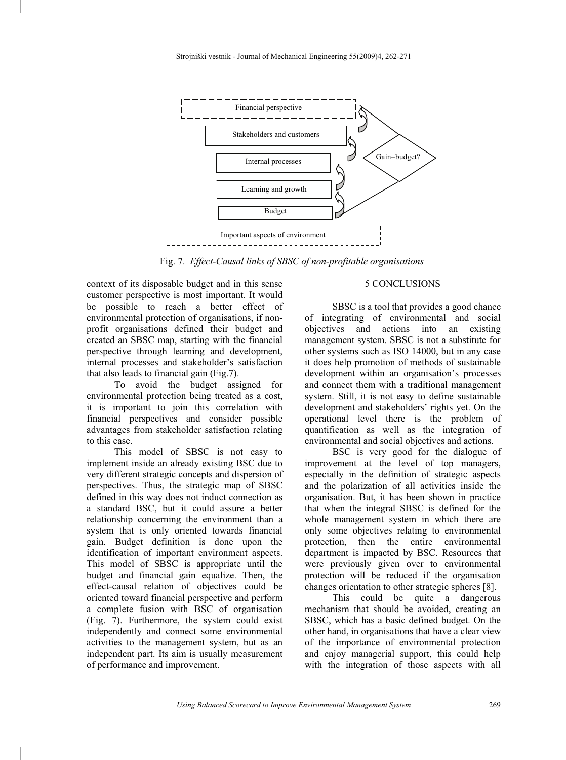Fig. 7. *Effect-Causal links of SBSC of non-profitable organisations*

context of its disposable budget and in this sense customer perspective is most important. It would be possible to reach a better effect of environmental protection of organisations, if non-profit organisations defined their budget and created an SBSC map, starting with the financial perspective through learning and development, internal processes and stakeholder's satisfaction that also leads to financial gain (Fig.7).

To avoid the budget assigned for environmental protection being treated as a cost, it is important to join this correlation with financial perspectives and consider possible advantages from stakeholder satisfaction relating to this case.

This model of SBSC is not easy to implement inside an already existing BSC due to very different strategic concepts and dispersion of perspectives. Thus, the strategic map of SBSC defined in this way does not induct connection as a standard BSC, but it could assure a better relationship concerning the environment than a system that is only oriented towards financial gain. Budget definition is done upon the identification of important environment aspects. This model of SBSC is appropriate until the budget and financial gain equalize. Then, the effect-causal relation of objectives could be oriented toward financial perspective and perform a complete fusion with BSC of organisation (Fig. 7). Furthermore, the system could exist independently and connect some environmental activities to the management system, but as an independent part. Its aim is usually measurement of performance and improvement.

## 5 CONCLUSIONS

SBSC is a tool that provides a good chance of integrating of environmental and social objectives and actions into an existing management system. SBSC is not a substitute for other systems such as ISO 14000, but in any case it does help promotion of methods of sustainable development within an organisation's processes and connect them with a traditional management system. Still, it is not easy to define sustainable development and stakeholders' rights yet. On the operational level there is the problem of quantification as well as the integration of environmental and social objectives and actions.

BSC is very good for the dialogue of improvement at the level of top managers, especially in the definition of strategic aspects and the polarization of all activities inside the organisation. But, it has been shown in practice that when the integral SBSC is defined for the whole management system in which there are only some objectives relating to environmental protection, then the entire environmental department is impacted by BSC. Resources that were previously given over to environmental protection will be reduced if the organisation changes orientation to other strategic spheres [8].

This could be quite a dangerous mechanism that should be avoided, creating an SBSC, which has a basic defined budget. On the other hand, in organisations that have a clear view of the importance of environmental protection and enjoy managerial support, this could help with the integration of those aspects with all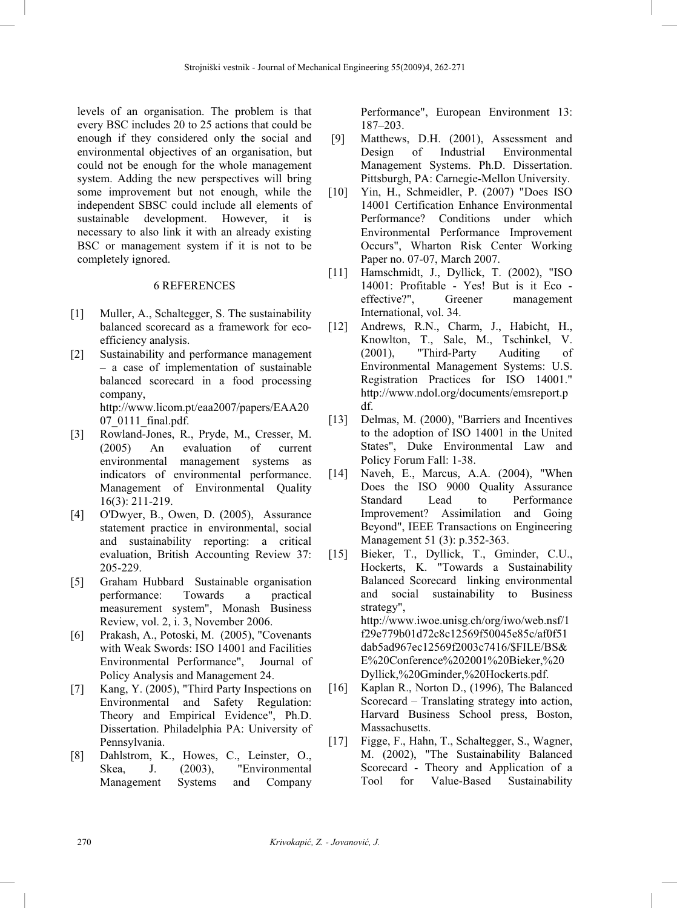levels of an organisation. The problem is that every BSC includes 20 to 25 actions that could be enough if they considered only the social and environmental objectives of an organisation, but could not be enough for the whole management system. Adding the new perspectives will bring some improvement but not enough, while the independent SBSC could include all elements of sustainable development. However, it is necessary to also link it with an already existing BSC or management system if it is not to be completely ignored.

## 6 REFERENCES

[1] Muller, A., Schaltegger, S. The sustainability balanced scorecard as a framework for eco-efficiency analysis.

[2] Sustainability and performance management – a case of implementation of sustainable balanced scorecard in a food processing company, http://www.licom.pt/eaa2007/papers/EAA2007_0111_final.pdf.

[3] Rowland-Jones, R., Pryde, M., Cresser, M. (2005) An evaluation of current environmental management systems as indicators of environmental performance. Management of Environmental Quality 16(3): 211-219.

[4] O'Dwyer, B., Owen, D. (2005), Assurance statement practice in environmental, social and sustainability reporting: a critical evaluation, British Accounting Review 37: 205-229.

[5] Graham Hubbard Sustainable organisation performance: Towards a practical measurement system", Monash Business Review, vol. 2, i. 3, November 2006.

[6] Prakash, A., Potoski, M. (2005), "Covenants with Weak Swords: ISO 14001 and Facilities Environmental Performance", Journal of Policy Analysis and Management 24.

[7] Kang, Y. (2005), "Third Party Inspections on Environmental and Safety Regulation: Theory and Empirical Evidence", Ph.D. Dissertation. Philadelphia PA: University of Pennsylvania.

[8] Dahlstrom, K., Howes, C., Leinster, O., Skea, J. (2003), "Environmental Management Systems and Company Performance", European Environment 13: 187–203.

[9] Matthews, D.H. (2001), Assessment and Design of Industrial Environmental Management Systems. Ph.D. Dissertation. Pittsburgh, PA: Carnegie-Mellon University.

[10] Yin, H., Schmeidler, P. (2007) "Does ISO 14001 Certification Enhance Environmental Performance? Conditions under which Environmental Performance Improvement Occurs", Wharton Risk Center Working Paper no. 07-07, March 2007.

[11] Hamschmidt, J., Dyllick, T. (2002), "ISO 14001: Profitable - Yes! But is it Eco - effective?", Greener management International, vol. 34.

[12] Andrews, R.N., Charm, J., Habicht, H., Knowlton, T., Sale, M., Tschinkel, V. (2001), "Third-Party Auditing of Environmental Management Systems: U.S. Registration Practices for ISO 14001." http://www.ndol.org/documents/emsreport.pdf.

[13] Delmas, M. (2000), "Barriers and Incentives to the adoption of ISO 14001 in the United States", Duke Environmental Law and Policy Forum Fall: 1-38.

[14] Naveh, E., Marcus, A.A. (2004), "When Does the ISO 9000 Quality Assurance Standard Lead to Performance Improvement? Assimilation and Going Beyond", IEEE Transactions on Engineering Management 51 (3): p.352-363.

[15] Bieker, T., Dyllick, T., Gminder, C.U., Hockerts, K. "Towards a Sustainability Balanced Scorecard linking environmental and social sustainability to Business strategy", http://www.iwoe.unisg.ch/org/iwo/web.nsf/1f29e779b01d72c8c12569f50045e85c/af0f51dab5ad967ec12569f2003c7416/$FILE/BS&E%20Conference%202001%20Bieker,%20Dyllick,%20Gminder,%20Hockerts.pdf.

[16] Kaplan R., Norton D., (1996), The Balanced Scorecard – Translating strategy into action, Harvard Business School press, Boston, Massachusetts.

[17] Figge, F., Hahn, T., Schaltegger, S., Wagner, M. (2002), "The Sustainability Balanced Scorecard - Theory and Application of a Tool for Value-Based Sustainability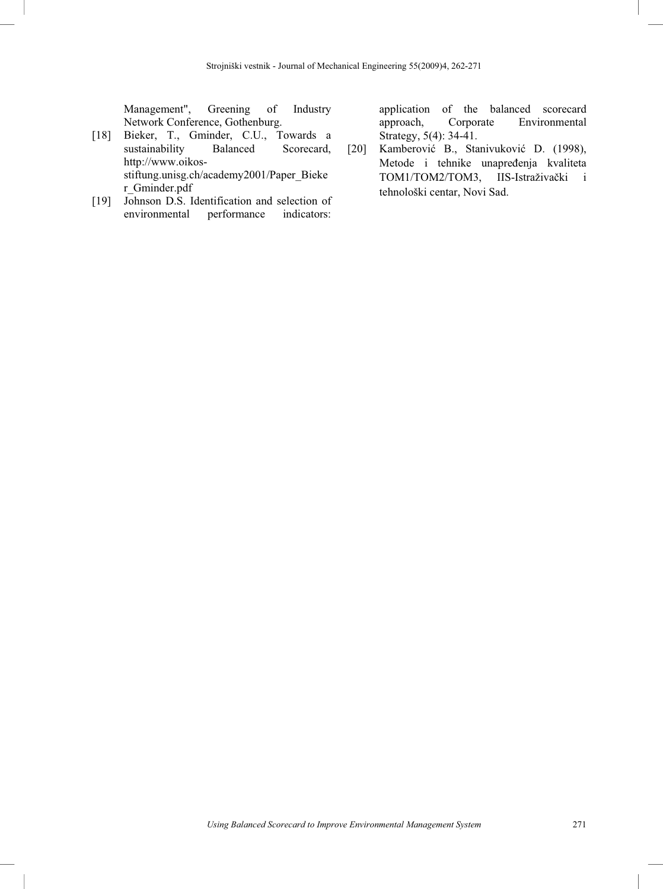Management", Greening of Industry Network Conference, Gothenburg.

[18] Bieker, T., Gminder, C.U., Towards a sustainability Balanced Scorecard, http://www.oikos-stiftung.unisg.ch/academy2001/Paper_Bieker_Gminder.pdf

[19] Johnson D.S. Identification and selection of environmental performance indicators: application of the balanced scorecard approach, Corporate Environmental Strategy, 5(4): 34-41.

[20] Kamberović B., Stanivuković D. (1998), Metode i tehnike unapređenja kvaliteta TOM1/TOM2/TOM3, IIS-Istraživački i tehnološki centar, Novi Sad.